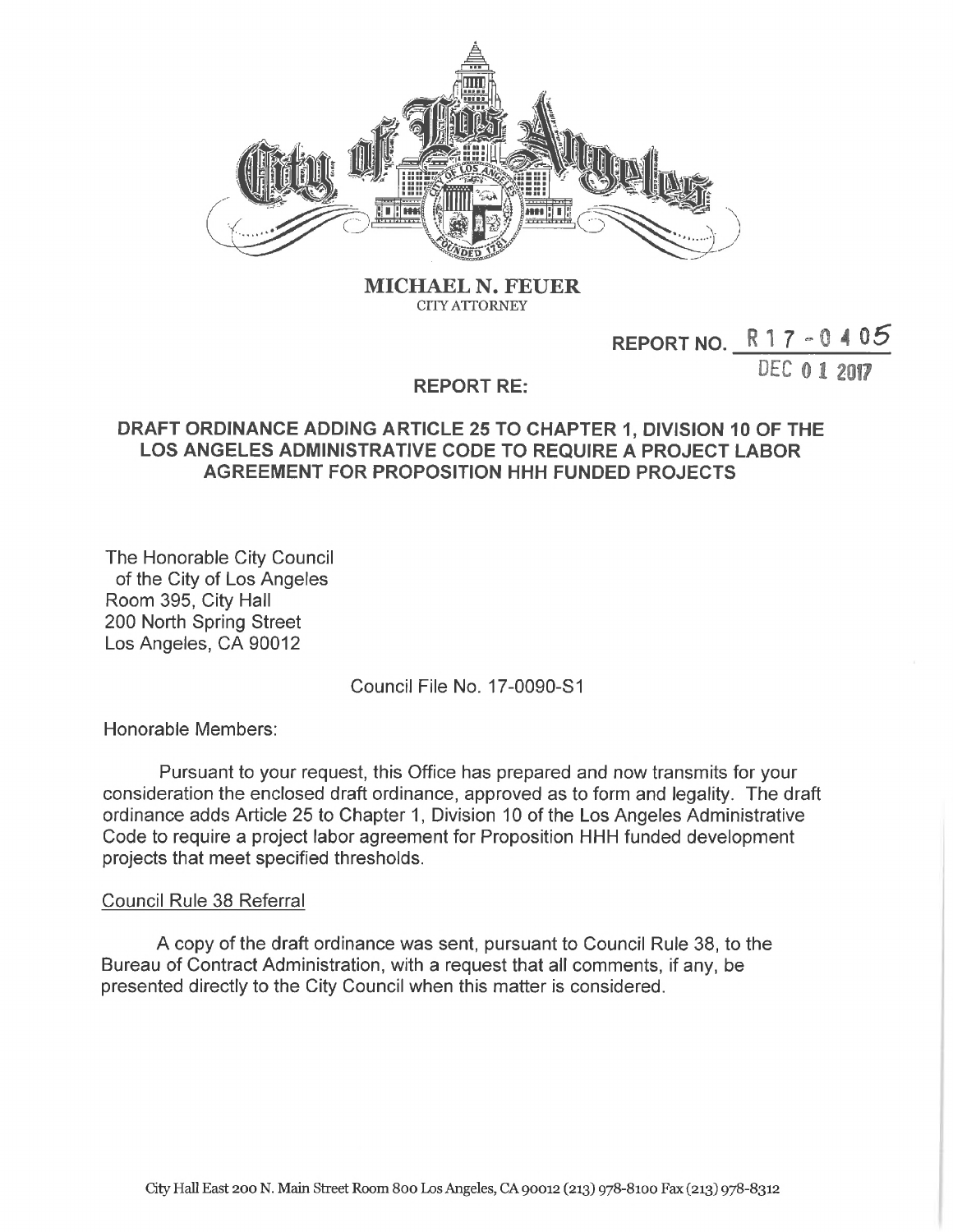# MICHAEL N. FEUER

CITY ATTORNEY

REPORT NO. R17-0405

DEC 01 2017

## REPORT RE:

## DRAFT ORDINANCE ADDING ARTICLE 25 TO CHAPTER 1, DIVISION 10 OF THE LOS ANGELES ADMINISTRATIVE CODE TO REQUIRE A PROJECT LABOR AGREEMENT FOR PROPOSITION HHH FUNDED PROJECTS

The Honorable City Council
of the City of Los Angeles
Room 395, City Hall
200 North Spring Street
Los Angeles, CA 90012

Council File No. 17-0090-S1

Honorable Members:

Pursuant to your request, this Office has prepared and now transmits for your consideration the enclosed draft ordinance, approved as to form and legality. The draft ordinance adds Article 25 to Chapter 1, Division 10 of the Los Angeles Administrative Code to require a project labor agreement for Proposition HHH funded development projects that meet specified thresholds.

Council Rule 38 Referral

A copy of the draft ordinance was sent, pursuant to Council Rule 38, to the Bureau of Contract Administration, with a request that all comments, if any, be presented directly to the City Council when this matter is considered.

City Hall East 200 N. Main Street Room 800 Los Angeles, CA 90012 (213) 978-8100 Fax (213) 978-8312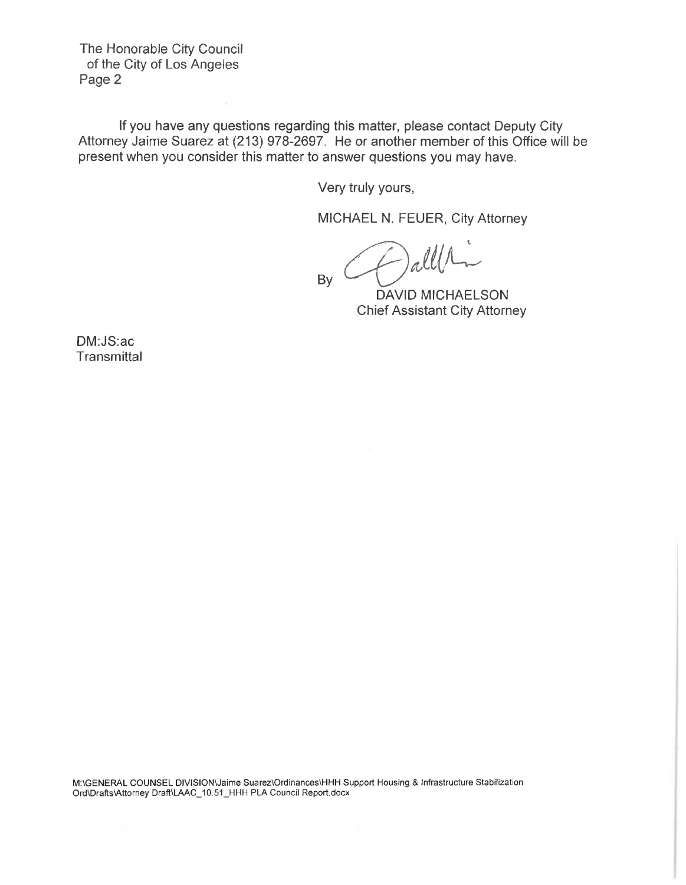If you have any questions regarding this matter, please contact Deputy City Attorney Jaime Suarez at (213) 978-2697. He or another member of this Office will be present when you consider this matter to answer questions you may have.

Very truly yours,

MICHAEL N. FEUER, City Attorney

By

DAVID MICHAELSON
Chief Assistant City Attorney

DM:JS:ac
Transmittal

M:\GENERAL COUNSEL DIVISION\Jaime Suarez\Ordinances\HHH Support Housing & Infrastructure Stabilization Ord\Drafts\Attorney Draft\LAAC_10.51_HHH PLA Council Report.docx